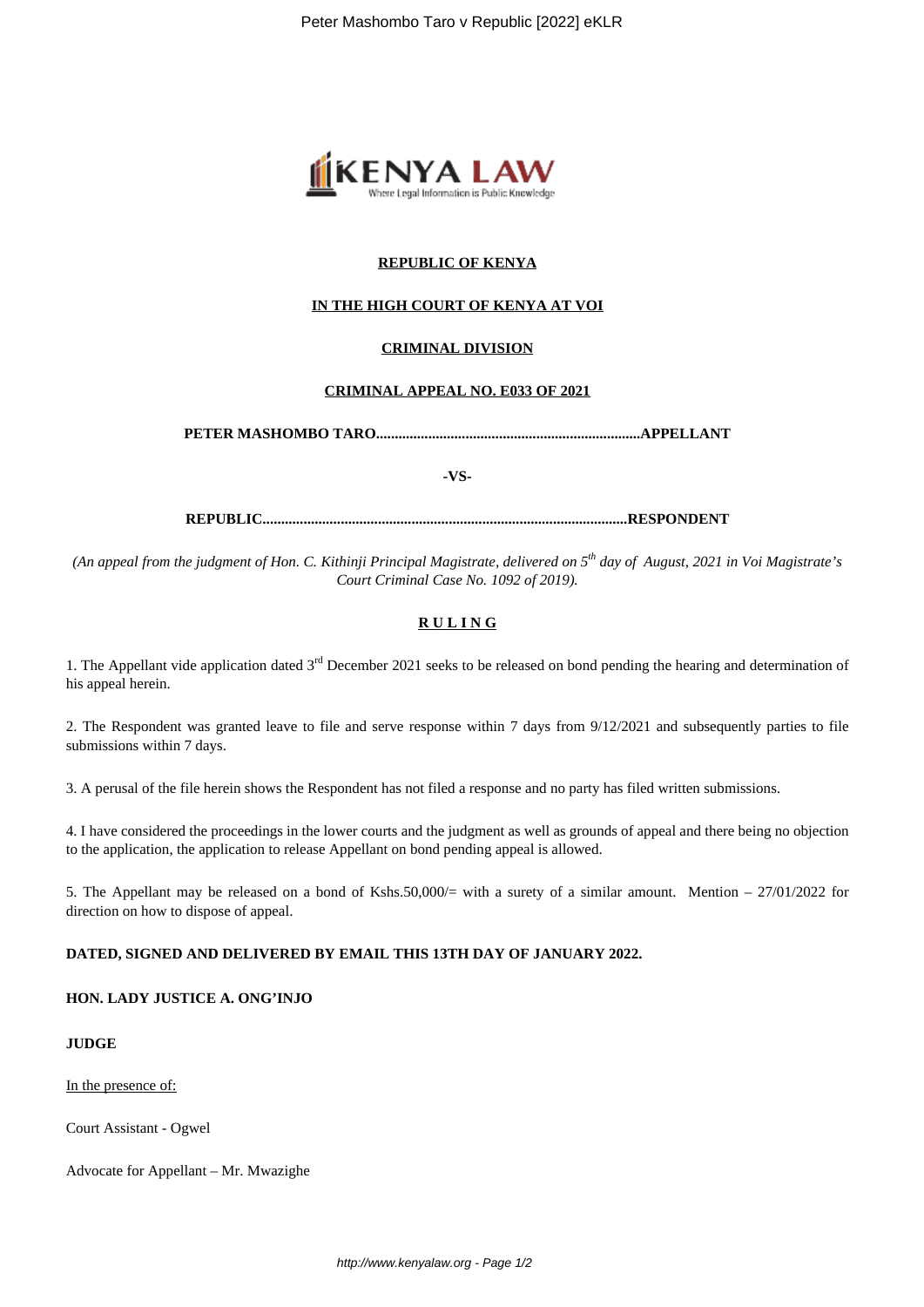**REPUBLIC OF KENYA**

**IN THE HIGH COURT OF KENYA AT VOI**

**CRIMINAL DIVISION**

**CRIMINAL APPEAL NO. E033 OF 2021**

**PETER MASHOMBO TARO........................................................................APPELLANT**

**-VS-**

**REPUBLIC...................................................................................................RESPONDENT**

*(An appeal from the judgment of Hon. C. Kithinji Principal Magistrate, delivered on 5th day of August, 2021 in Voi Magistrate's Court Criminal Case No. 1092 of 2019).*

**RULING**

1. The Appellant vide application dated 3rd December 2021 seeks to be released on bond pending the hearing and determination of his appeal herein.

2. The Respondent was granted leave to file and serve response within 7 days from 9/12/2021 and subsequently parties to file submissions within 7 days.

3. A perusal of the file herein shows the Respondent has not filed a response and no party has filed written submissions.

4. I have considered the proceedings in the lower courts and the judgment as well as grounds of appeal and there being no objection to the application, the application to release Appellant on bond pending appeal is allowed.

5. The Appellant may be released on a bond of Kshs.50,000/= with a surety of a similar amount. Mention – 27/01/2022 for direction on how to dispose of appeal.

**DATED, SIGNED AND DELIVERED BY EMAIL THIS 13TH DAY OF JANUARY 2022.**

**HON. LADY JUSTICE A. ONG'INJO**

**JUDGE**

In the presence of:

Court Assistant - Ogwel

Advocate for Appellant – Mr. Mwazighe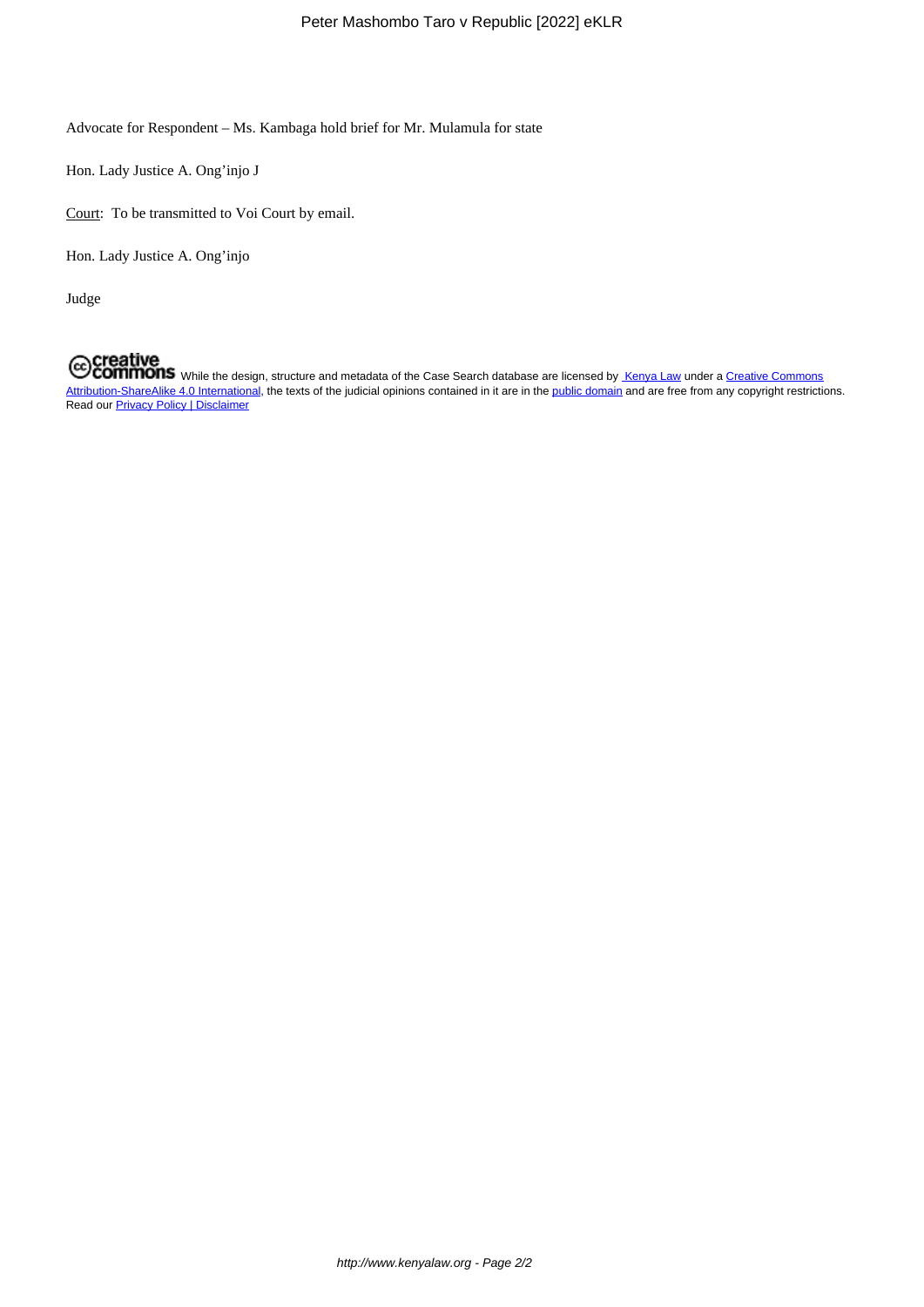Advocate for Respondent – Ms. Kambaga hold brief for Mr. Mulamula for state

Hon. Lady Justice A. Ong'injo J

<u>Court</u>: To be transmitted to Voi Court by email.

Hon. Lady Justice A. Ong'injo

Judge

While the design, structure and metadata of the Case Search database are licensed by Kenya Law under a Creative Commons Attribution-ShareAlike 4.0 International, the texts of the judicial opinions contained in it are in the public domain and are free from any copyright restrictions. Read our Privacy Policy | Disclaimer